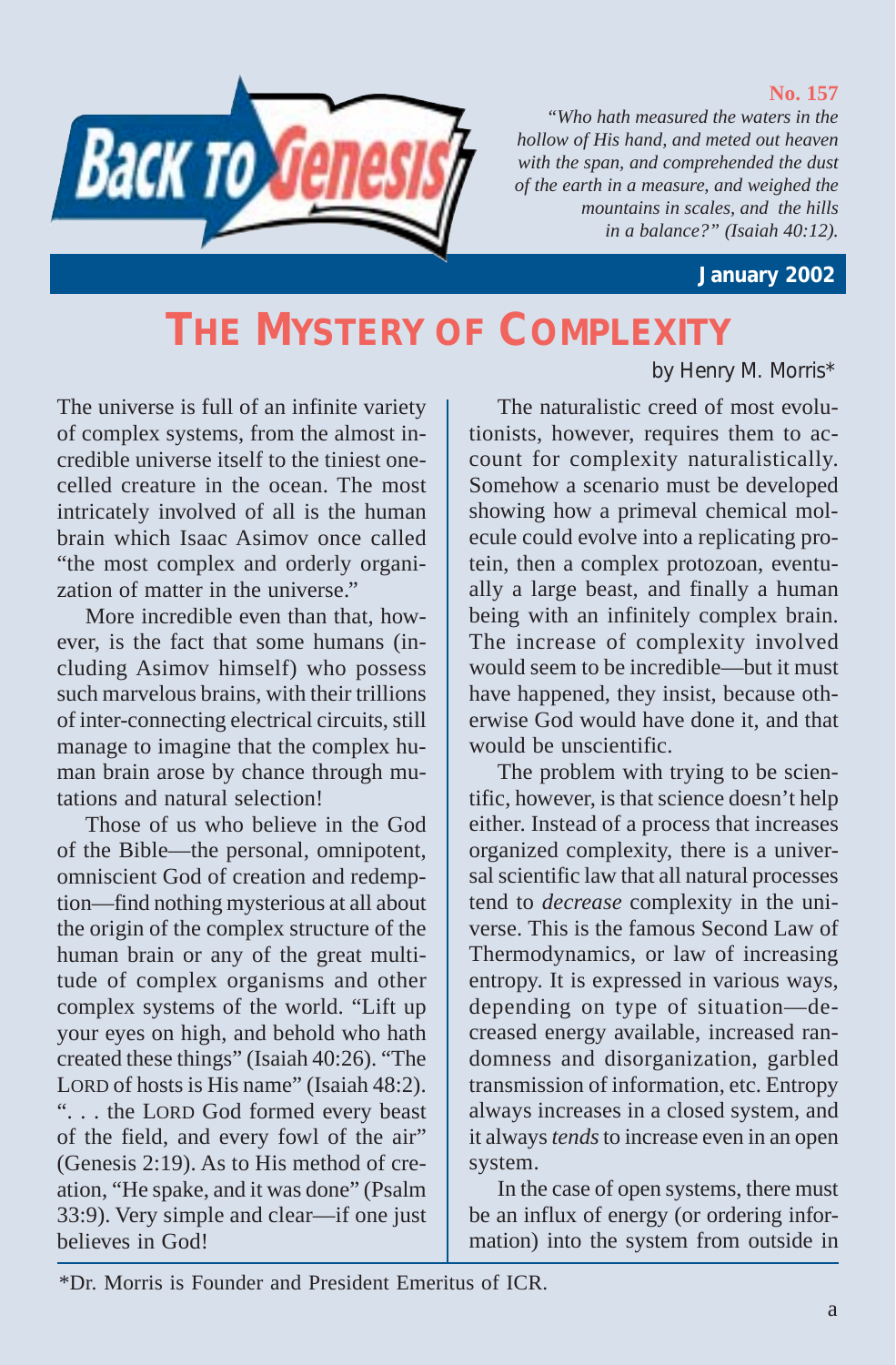**Back to Genesis**

**No. 157**

*"Who hath measured the waters in the hollow of His hand, and meted out heaven with the span, and comprehended the dust of the earth in a measure, and weighed the mountains in scales, and the hills in a balance?" (Isaiah 40:12).*

**January 2002**

# THE MYSTERY OF COMPLEXITY

by Henry M. Morris*

The universe is full of an infinite variety of complex systems, from the almost incredible universe itself to the tiniest one-celled creature in the ocean. The most intricately involved of all is the human brain which Isaac Asimov once called "the most complex and orderly organization of matter in the universe."

More incredible even than that, however, is the fact that some humans (including Asimov himself) who possess such marvelous brains, with their trillions of inter-connecting electrical circuits, still manage to imagine that the complex human brain arose by chance through mutations and natural selection!

Those of us who believe in the God of the Bible—the personal, omnipotent, omniscient God of creation and redemption—find nothing mysterious at all about the origin of the complex structure of the human brain or any of the great multitude of complex organisms and other complex systems of the world. "Lift up your eyes on high, and behold who hath created these things" (Isaiah 40:26). "The LORD of hosts is His name" (Isaiah 48:2). ". . . the LORD God formed every beast of the field, and every fowl of the air" (Genesis 2:19). As to His method of creation, "He spake, and it was done" (Psalm 33:9). Very simple and clear—if one just believes in God!

The naturalistic creed of most evolutionists, however, requires them to account for complexity naturalistically. Somehow a scenario must be developed showing how a primeval chemical molecule could evolve into a replicating protein, then a complex protozoan, eventually a large beast, and finally a human being with an infinitely complex brain. The increase of complexity involved would seem to be incredible—but it must have happened, they insist, because otherwise God would have done it, and that would be unscientific.

The problem with trying to be scientific, however, is that science doesn't help either. Instead of a process that increases organized complexity, there is a universal scientific law that all natural processes tend to *decrease* complexity in the universe. This is the famous Second Law of Thermodynamics, or law of increasing entropy. It is expressed in various ways, depending on type of situation—decreased energy available, increased randomness and disorganization, garbled transmission of information, etc. Entropy always increases in a closed system, and it always *tends* to increase even in an open system.

In the case of open systems, there must be an influx of energy (or ordering information) into the system from outside in

*Dr. Morris is Founder and President Emeritus of ICR.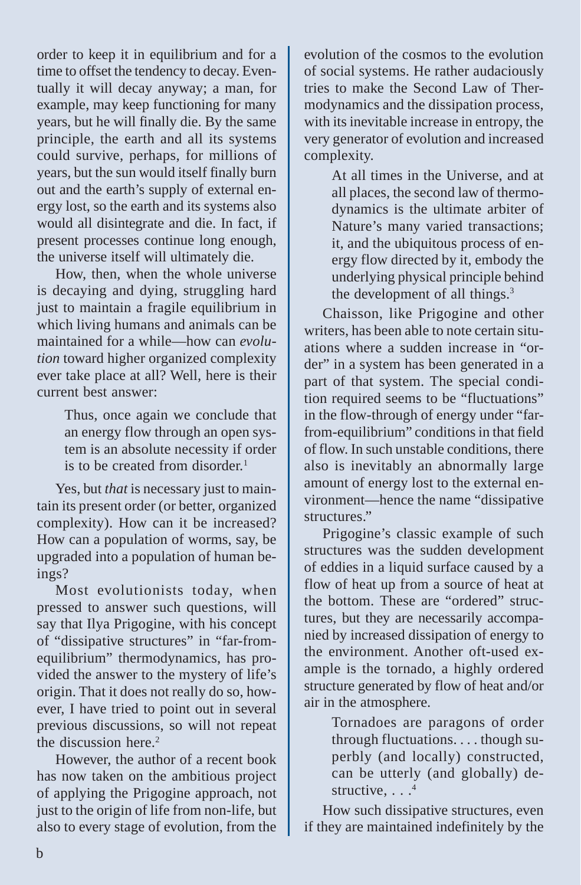order to keep it in equilibrium and for a time to offset the tendency to decay. Eventually it will decay anyway; a man, for example, may keep functioning for many years, but he will finally die. By the same principle, the earth and all its systems could survive, perhaps, for millions of years, but the sun would itself finally burn out and the earth's supply of external energy lost, so the earth and its systems also would all disintegrate and die. In fact, if present processes continue long enough, the universe itself will ultimately die.

How, then, when the whole universe is decaying and dying, struggling hard just to maintain a fragile equilibrium in which living humans and animals can be maintained for a while—how can *evolution* toward higher organized complexity ever take place at all? Well, here is their current best answer:

> Thus, once again we conclude that an energy flow through an open system is an absolute necessity if order is to be created from disorder.[1]

Yes, but *that* is necessary just to maintain its present order (or better, organized complexity). How can it be increased? How can a population of worms, say, be upgraded into a population of human beings?

Most evolutionists today, when pressed to answer such questions, will say that Ilya Prigogine, with his concept of "dissipative structures" in "far-from-equilibrium" thermodynamics, has provided the answer to the mystery of life's origin. That it does not really do so, however, I have tried to point out in several previous discussions, so will not repeat the discussion here.[2]

However, the author of a recent book has now taken on the ambitious project of applying the Prigogine approach, not just to the origin of life from non-life, but also to every stage of evolution, from the evolution of the cosmos to the evolution of social systems. He rather audaciously tries to make the Second Law of Thermodynamics and the dissipation process, with its inevitable increase in entropy, the very generator of evolution and increased complexity.

> At all times in the Universe, and at all places, the second law of thermodynamics is the ultimate arbiter of Nature's many varied transactions; it, and the ubiquitous process of energy flow directed by it, embody the underlying physical principle behind the development of all things.[3]

Chaisson, like Prigogine and other writers, has been able to note certain situations where a sudden increase in "order" in a system has been generated in a part of that system. The special condition required seems to be "fluctuations" in the flow-through of energy under "far-from-equilibrium" conditions in that field of flow. In such unstable conditions, there also is inevitably an abnormally large amount of energy lost to the external environment—hence the name "dissipative structures."

Prigogine's classic example of such structures was the sudden development of eddies in a liquid surface caused by a flow of heat up from a source of heat at the bottom. These are "ordered" structures, but they are necessarily accompanied by increased dissipation of energy to the environment. Another oft-used example is the tornado, a highly ordered structure generated by flow of heat and/or air in the atmosphere.

> Tornadoes are paragons of order through fluctuations. . . . though superbly (and locally) constructed, can be utterly (and globally) destructive, . . .[4]

How such dissipative structures, even if they are maintained indefinitely by the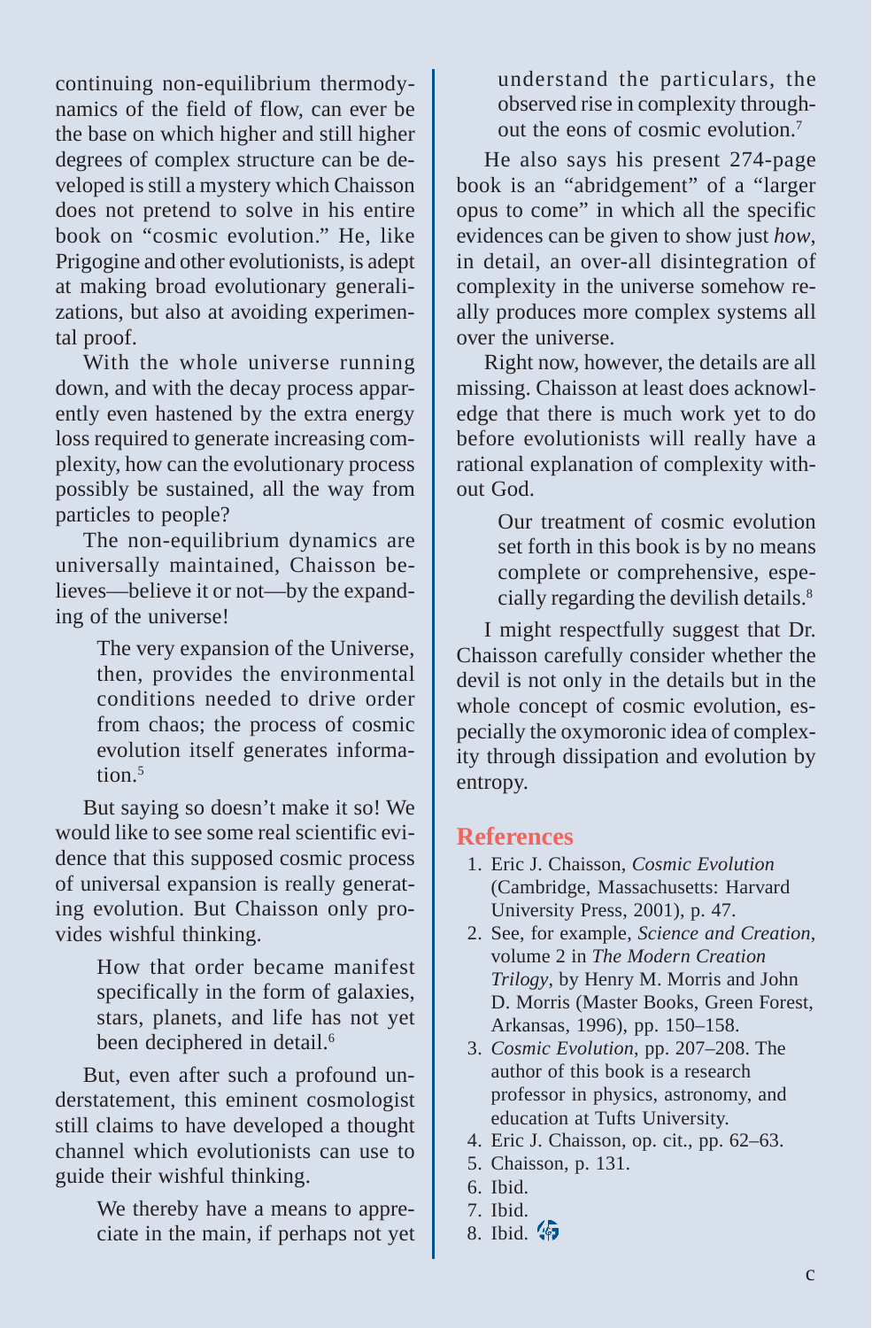continuing non-equilibrium thermodynamics of the field of flow, can ever be the base on which higher and still higher degrees of complex structure can be developed is still a mystery which Chaisson does not pretend to solve in his entire book on "cosmic evolution." He, like Prigogine and other evolutionists, is adept at making broad evolutionary generalizations, but also at avoiding experimental proof.

With the whole universe running down, and with the decay process apparently even hastened by the extra energy loss required to generate increasing complexity, how can the evolutionary process possibly be sustained, all the way from particles to people?

The non-equilibrium dynamics are universally maintained, Chaisson believes—believe it or not—by the expanding of the universe!

> The very expansion of the Universe, then, provides the environmental conditions needed to drive order from chaos; the process of cosmic evolution itself generates information.[5]

But saying so doesn't make it so! We would like to see some real scientific evidence that this supposed cosmic process of universal expansion is really generating evolution. But Chaisson only provides wishful thinking.

> How that order became manifest specifically in the form of galaxies, stars, planets, and life has not yet been deciphered in detail.[6]

But, even after such a profound understatement, this eminent cosmologist still claims to have developed a thought channel which evolutionists can use to guide their wishful thinking.

> We thereby have a means to appreciate in the main, if perhaps not yet understand the particulars, the observed rise in complexity throughout the eons of cosmic evolution.[7]

He also says his present 274-page book is an "abridgement" of a "larger opus to come" in which all the specific evidences can be given to show just *how*, in detail, an over-all disintegration of complexity in the universe somehow really produces more complex systems all over the universe.

Right now, however, the details are all missing. Chaisson at least does acknowledge that there is much work yet to do before evolutionists will really have a rational explanation of complexity without God.

> Our treatment of cosmic evolution set forth in this book is by no means complete or comprehensive, especially regarding the devilish details.[8]

I might respectfully suggest that Dr. Chaisson carefully consider whether the devil is not only in the details but in the whole concept of cosmic evolution, especially the oxymoronic idea of complexity through dissipation and evolution by entropy.

## References

1. Eric J. Chaisson, *Cosmic Evolution* (Cambridge, Massachusetts: Harvard University Press, 2001), p. 47.
2. See, for example, *Science and Creation*, volume 2 in *The Modern Creation Trilogy*, by Henry M. Morris and John D. Morris (Master Books, Green Forest, Arkansas, 1996), pp. 150–158.
3. *Cosmic Evolution*, pp. 207–208. The author of this book is a research professor in physics, astronomy, and education at Tufts University.
4. Eric J. Chaisson, op. cit., pp. 62–63.
5. Chaisson, p. 131.
6. Ibid.
7. Ibid.
8. Ibid.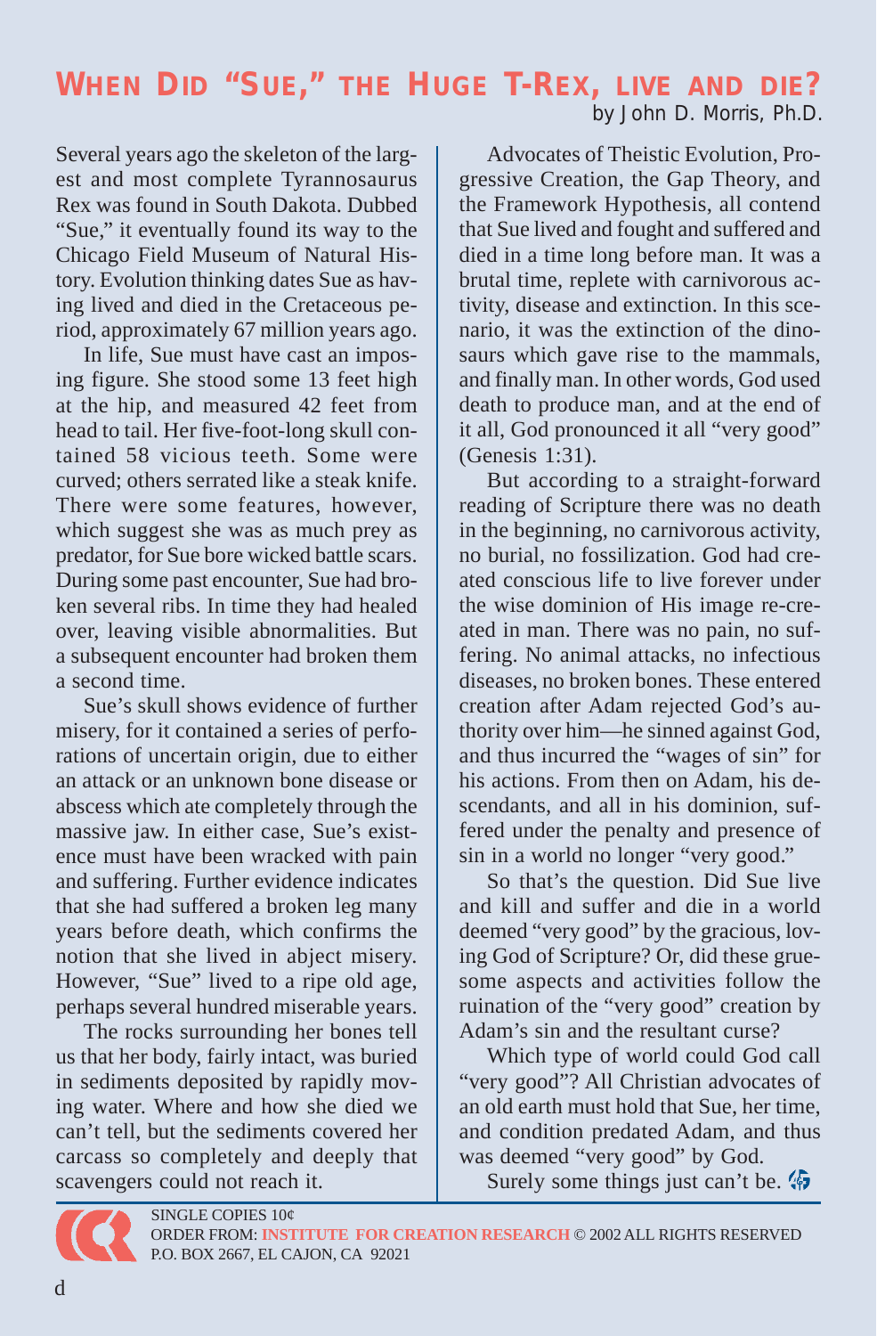# WHEN DID "SUE," THE HUGE T-REX, LIVE AND DIE?

by John D. Morris, Ph.D.

Several years ago the skeleton of the largest and most complete Tyrannosaurus Rex was found in South Dakota. Dubbed "Sue," it eventually found its way to the Chicago Field Museum of Natural History. Evolution thinking dates Sue as having lived and died in the Cretaceous period, approximately 67 million years ago.

In life, Sue must have cast an imposing figure. She stood some 13 feet high at the hip, and measured 42 feet from head to tail. Her five-foot-long skull contained 58 vicious teeth. Some were curved; others serrated like a steak knife. There were some features, however, which suggest she was as much prey as predator, for Sue bore wicked battle scars. During some past encounter, Sue had broken several ribs. In time they had healed over, leaving visible abnormalities. But a subsequent encounter had broken them a second time.

Sue's skull shows evidence of further misery, for it contained a series of perforations of uncertain origin, due to either an attack or an unknown bone disease or abscess which ate completely through the massive jaw. In either case, Sue's existence must have been wracked with pain and suffering. Further evidence indicates that she had suffered a broken leg many years before death, which confirms the notion that she lived in abject misery. However, "Sue" lived to a ripe old age, perhaps several hundred miserable years.

The rocks surrounding her bones tell us that her body, fairly intact, was buried in sediments deposited by rapidly moving water. Where and how she died we can't tell, but the sediments covered her carcass so completely and deeply that scavengers could not reach it.

Advocates of Theistic Evolution, Progressive Creation, the Gap Theory, and the Framework Hypothesis, all contend that Sue lived and fought and suffered and died in a time long before man. It was a brutal time, replete with carnivorous activity, disease and extinction. In this scenario, it was the extinction of the dinosaurs which gave rise to the mammals, and finally man. In other words, God used death to produce man, and at the end of it all, God pronounced it all "very good" (Genesis 1:31).

But according to a straight-forward reading of Scripture there was no death in the beginning, no carnivorous activity, no burial, no fossilization. God had created conscious life to live forever under the wise dominion of His image re-created in man. There was no pain, no suffering. No animal attacks, no infectious diseases, no broken bones. These entered creation after Adam rejected God's authority over him—he sinned against God, and thus incurred the "wages of sin" for his actions. From then on Adam, his descendants, and all in his dominion, suffered under the penalty and presence of sin in a world no longer "very good."

So that's the question. Did Sue live and kill and suffer and die in a world deemed "very good" by the gracious, loving God of Scripture? Or, did these gruesome aspects and activities follow the ruination of the "very good" creation by Adam's sin and the resultant curse?

Which type of world could God call "very good"? All Christian advocates of an old earth must hold that Sue, her time, and condition predated Adam, and thus was deemed "very good" by God.

Surely some things just can't be.

SINGLE COPIES 10¢
ORDER FROM: **INSTITUTE FOR CREATION RESEARCH** © 2002 ALL RIGHTS RESERVED
P.O. BOX 2667, EL CAJON, CA 92021

d